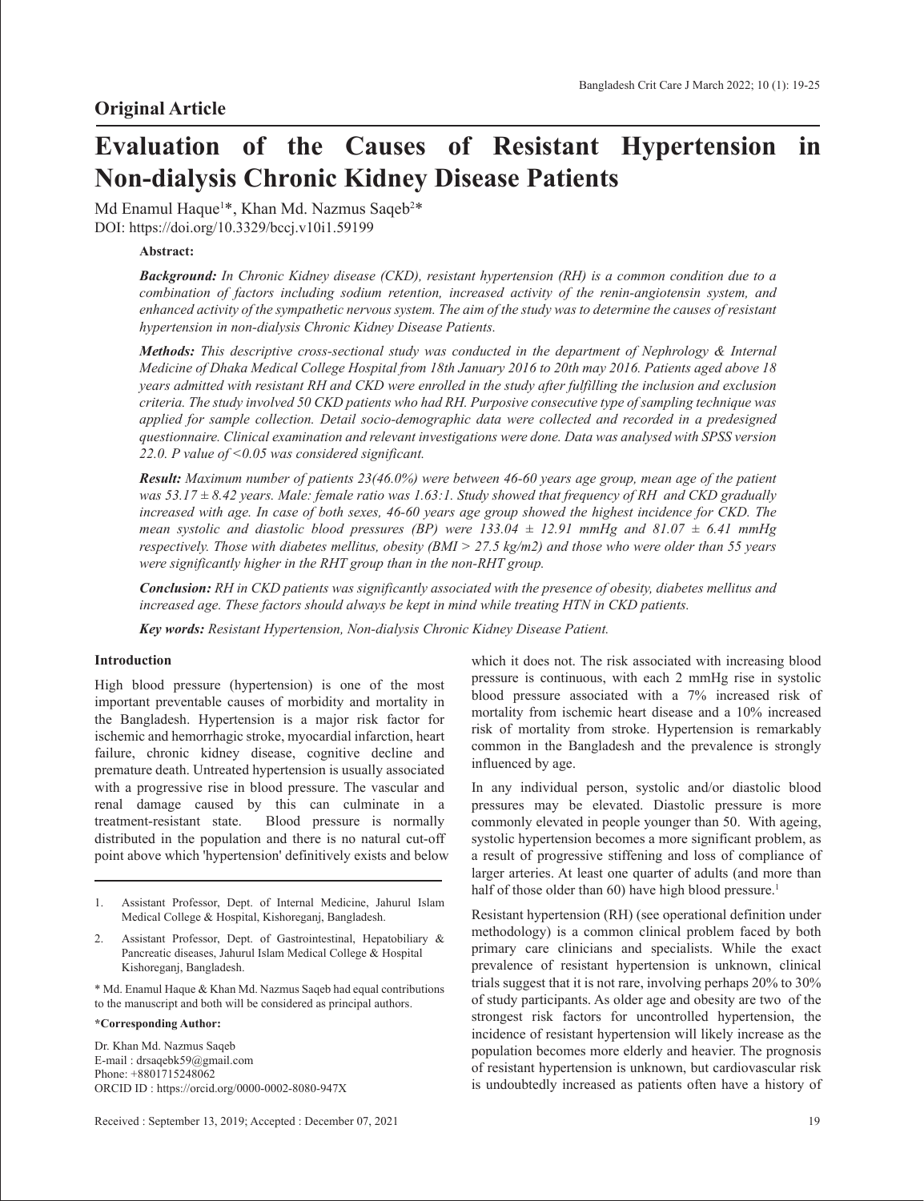## Original Article

# Evaluation of the Causes of Resistant Hypertension in Non-dialysis Chronic Kidney Disease Patients

Md Enamul Haque[1]*, Khan Md. Nazmus Saqeb[2]*

DOI: https://doi.org/10.3329/bccj.v10i1.59199

**Abstract:**

***Background:*** *In Chronic Kidney disease (CKD), resistant hypertension (RH) is a common condition due to a combination of factors including sodium retention, increased activity of the renin-angiotensin system, and enhanced activity of the sympathetic nervous system. The aim of the study was to determine the causes of resistant hypertension in non-dialysis Chronic Kidney Disease Patients.*

***Methods:*** *This descriptive cross-sectional study was conducted in the department of Nephrology & Internal Medicine of Dhaka Medical College Hospital from 18th January 2016 to 20th may 2016. Patients aged above 18 years admitted with resistant RH and CKD were enrolled in the study after fulfilling the inclusion and exclusion criteria. The study involved 50 CKD patients who had RH. Purposive consecutive type of sampling technique was applied for sample collection. Detail socio-demographic data were collected and recorded in a predesigned questionnaire. Clinical examination and relevant investigations were done. Data was analysed with SPSS version 22.0. P value of <0.05 was considered significant.*

***Result:*** *Maximum number of patients 23(46.0%) were between 46-60 years age group, mean age of the patient was 53.17 ± 8.42 years. Male: female ratio was 1.63:1. Study showed that frequency of RH and CKD gradually increased with age. In case of both sexes, 46-60 years age group showed the highest incidence for CKD. The mean systolic and diastolic blood pressures (BP) were 133.04 ± 12.91 mmHg and 81.07 ± 6.41 mmHg respectively. Those with diabetes mellitus, obesity (BMI > 27.5 kg/m2) and those who were older than 55 years were significantly higher in the RHT group than in the non-RHT group.*

***Conclusion:*** *RH in CKD patients was significantly associated with the presence of obesity, diabetes mellitus and increased age. These factors should always be kept in mind while treating HTN in CKD patients.*

***Key words:*** *Resistant Hypertension, Non-dialysis Chronic Kidney Disease Patient.*

### Introduction

High blood pressure (hypertension) is one of the most important preventable causes of morbidity and mortality in the Bangladesh. Hypertension is a major risk factor for ischemic and hemorrhagic stroke, myocardial infarction, heart failure, chronic kidney disease, cognitive decline and premature death. Untreated hypertension is usually associated with a progressive rise in blood pressure. The vascular and renal damage caused by this can culminate in a treatment-resistant state. Blood pressure is normally distributed in the population and there is no natural cut-off point above which 'hypertension' definitively exists and below which it does not. The risk associated with increasing blood pressure is continuous, with each 2 mmHg rise in systolic blood pressure associated with a 7% increased risk of mortality from ischemic heart disease and a 10% increased risk of mortality from stroke. Hypertension is remarkably common in the Bangladesh and the prevalence is strongly influenced by age.

In any individual person, systolic and/or diastolic blood pressures may be elevated. Diastolic pressure is more commonly elevated in people younger than 50. With ageing, systolic hypertension becomes a more significant problem, as a result of progressive stiffening and loss of compliance of larger arteries. At least one quarter of adults (and more than half of those older than 60) have high blood pressure.[1]

Resistant hypertension (RH) (see operational definition under methodology) is a common clinical problem faced by both primary care clinicians and specialists. While the exact prevalence of resistant hypertension is unknown, clinical trials suggest that it is not rare, involving perhaps 20% to 30% of study participants. As older age and obesity are two of the strongest risk factors for uncontrolled hypertension, the incidence of resistant hypertension will likely increase as the population becomes more elderly and heavier. The prognosis of resistant hypertension is unknown, but cardiovascular risk is undoubtedly increased as patients often have a history of

---

1. Assistant Professor, Dept. of Internal Medicine, Jahurul Islam Medical College & Hospital, Kishoreganj, Bangladesh.
2. Assistant Professor, Dept. of Gastrointestinal, Hepatobiliary & Pancreatic diseases, Jahurul Islam Medical College & Hospital Kishoreganj, Bangladesh.

\* Md. Enamul Haque & Khan Md. Nazmus Saqeb had equal contributions to the manuscript and both will be considered as principal authors.

**\*Corresponding Author:**

Dr. Khan Md. Nazmus Saqeb
E-mail : drsaqebk59@gmail.com
Phone: +8801715248062
ORCID ID : https://orcid.org/0000-0002-8080-947X

Received : September 13, 2019; Accepted : December 07, 2021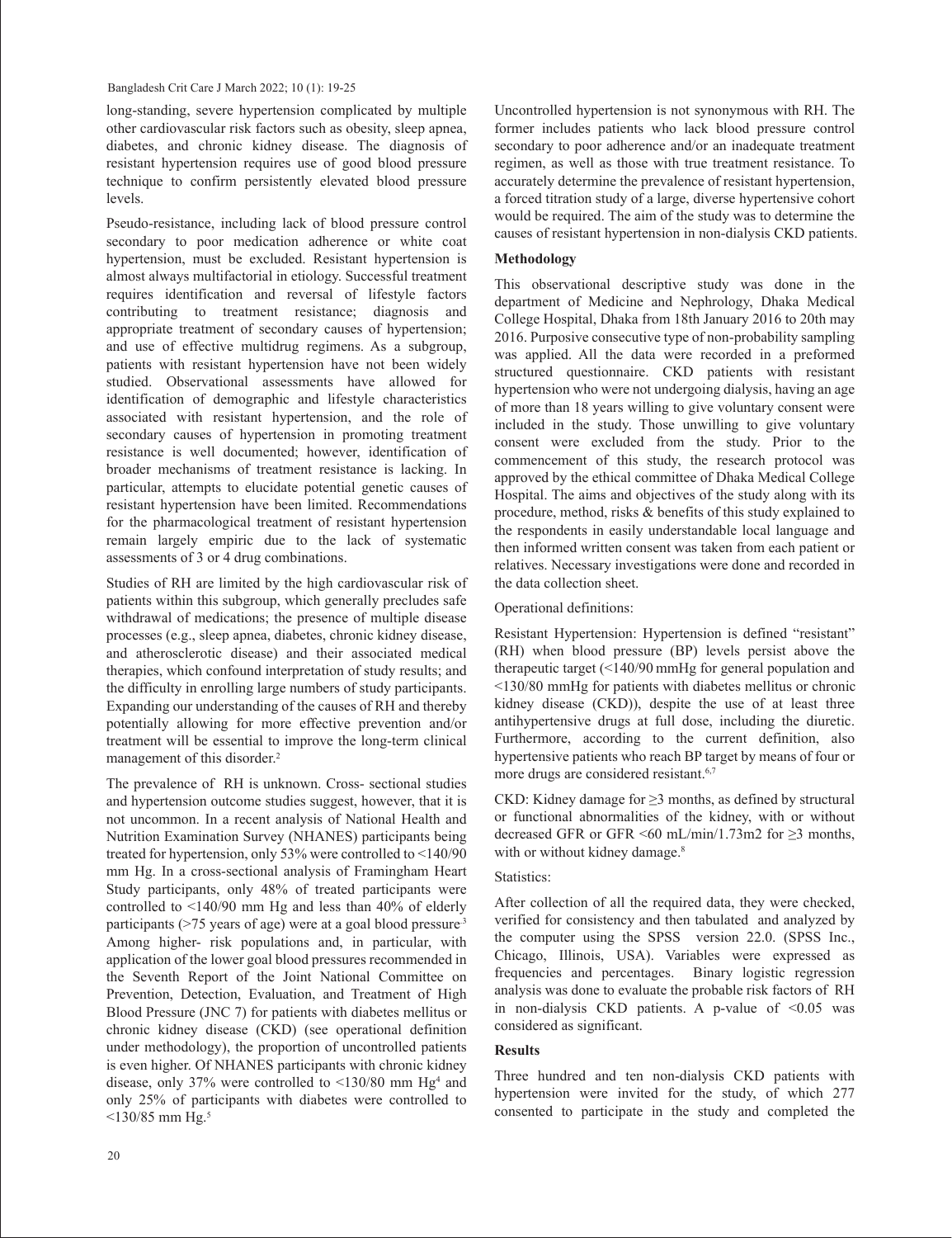long-standing, severe hypertension complicated by multiple other cardiovascular risk factors such as obesity, sleep apnea, diabetes, and chronic kidney disease. The diagnosis of resistant hypertension requires use of good blood pressure technique to confirm persistently elevated blood pressure levels.

Pseudo-resistance, including lack of blood pressure control secondary to poor medication adherence or white coat hypertension, must be excluded. Resistant hypertension is almost always multifactorial in etiology. Successful treatment requires identification and reversal of lifestyle factors contributing to treatment resistance; diagnosis and appropriate treatment of secondary causes of hypertension; and use of effective multidrug regimens. As a subgroup, patients with resistant hypertension have not been widely studied. Observational assessments have allowed for identification of demographic and lifestyle characteristics associated with resistant hypertension, and the role of secondary causes of hypertension in promoting treatment resistance is well documented; however, identification of broader mechanisms of treatment resistance is lacking. In particular, attempts to elucidate potential genetic causes of resistant hypertension have been limited. Recommendations for the pharmacological treatment of resistant hypertension remain largely empiric due to the lack of systematic assessments of 3 or 4 drug combinations.

Studies of RH are limited by the high cardiovascular risk of patients within this subgroup, which generally precludes safe withdrawal of medications; the presence of multiple disease processes (e.g., sleep apnea, diabetes, chronic kidney disease, and atherosclerotic disease) and their associated medical therapies, which confound interpretation of study results; and the difficulty in enrolling large numbers of study participants. Expanding our understanding of the causes of RH and thereby potentially allowing for more effective prevention and/or treatment will be essential to improve the long-term clinical management of this disorder.[2]

The prevalence of RH is unknown. Cross- sectional studies and hypertension outcome studies suggest, however, that it is not uncommon. In a recent analysis of National Health and Nutrition Examination Survey (NHANES) participants being treated for hypertension, only 53% were controlled to <140/90 mm Hg. In a cross-sectional analysis of Framingham Heart Study participants, only 48% of treated participants were controlled to <140/90 mm Hg and less than 40% of elderly participants (>75 years of age) were at a goal blood pressure.[3] Among higher- risk populations and, in particular, with application of the lower goal blood pressures recommended in the Seventh Report of the Joint National Committee on Prevention, Detection, Evaluation, and Treatment of High Blood Pressure (JNC 7) for patients with diabetes mellitus or chronic kidney disease (CKD) (see operational definition under methodology), the proportion of uncontrolled patients is even higher. Of NHANES participants with chronic kidney disease, only 37% were controlled to <130/80 mm Hg[4] and only 25% of participants with diabetes were controlled to <130/85 mm Hg.[5]

Uncontrolled hypertension is not synonymous with RH. The former includes patients who lack blood pressure control secondary to poor adherence and/or an inadequate treatment regimen, as well as those with true treatment resistance. To accurately determine the prevalence of resistant hypertension, a forced titration study of a large, diverse hypertensive cohort would be required. The aim of the study was to determine the causes of resistant hypertension in non-dialysis CKD patients.

**Methodology**

This observational descriptive study was done in the department of Medicine and Nephrology, Dhaka Medical College Hospital, Dhaka from 18th January 2016 to 20th may 2016. Purposive consecutive type of non-probability sampling was applied. All the data were recorded in a preformed structured questionnaire. CKD patients with resistant hypertension who were not undergoing dialysis, having an age of more than 18 years willing to give voluntary consent were included in the study. Those unwilling to give voluntary consent were excluded from the study. Prior to the commencement of this study, the research protocol was approved by the ethical committee of Dhaka Medical College Hospital. The aims and objectives of the study along with its procedure, method, risks & benefits of this study explained to the respondents in easily understandable local language and then informed written consent was taken from each patient or relatives. Necessary investigations were done and recorded in the data collection sheet.

Operational definitions:

Resistant Hypertension: Hypertension is defined "resistant" (RH) when blood pressure (BP) levels persist above the therapeutic target (<140/90 mmHg for general population and <130/80 mmHg for patients with diabetes mellitus or chronic kidney disease (CKD)), despite the use of at least three antihypertensive drugs at full dose, including the diuretic. Furthermore, according to the current definition, also hypertensive patients who reach BP target by means of four or more drugs are considered resistant.[6,7]

CKD: Kidney damage for ≥3 months, as defined by structural or functional abnormalities of the kidney, with or without decreased GFR or GFR <60 mL/min/1.73m2 for ≥3 months, with or without kidney damage.[8]

Statistics:

After collection of all the required data, they were checked, verified for consistency and then tabulated and analyzed by the computer using the SPSS version 22.0. (SPSS Inc., Chicago, Illinois, USA). Variables were expressed as frequencies and percentages. Binary logistic regression analysis was done to evaluate the probable risk factors of RH in non-dialysis CKD patients. A p-value of <0.05 was considered as significant.

**Results**

Three hundred and ten non-dialysis CKD patients with hypertension were invited for the study, of which 277 consented to participate in the study and completed the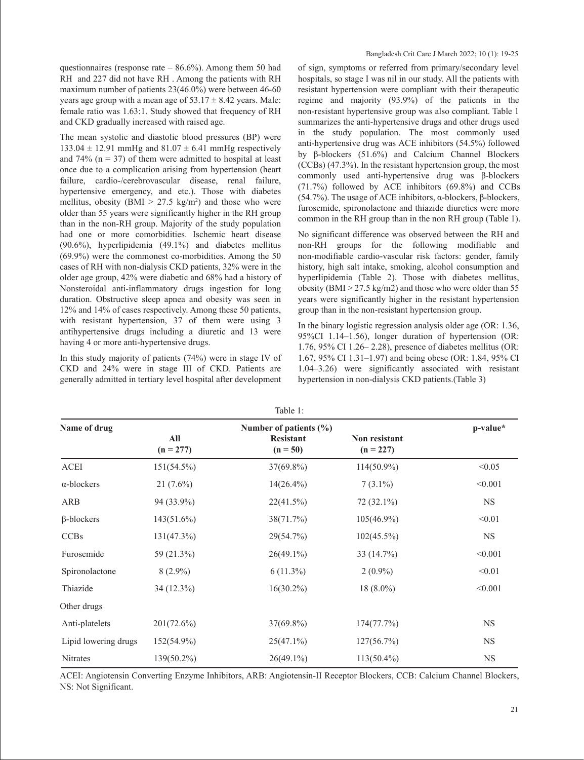questionnaires (response rate – 86.6%). Among them 50 had RH and 227 did not have RH . Among the patients with RH maximum number of patients 23(46.0%) were between 46-60 years age group with a mean age of 53.17 ± 8.42 years. Male: female ratio was 1.63:1. Study showed that frequency of RH and CKD gradually increased with raised age.

The mean systolic and diastolic blood pressures (BP) were 133.04 ± 12.91 mmHg and 81.07 ± 6.41 mmHg respectively and 74% (n = 37) of them were admitted to hospital at least once due to a complication arising from hypertension (heart failure, cardio-/cerebrovascular disease, renal failure, hypertensive emergency, and etc.). Those with diabetes mellitus, obesity (BMI > 27.5 kg/m$^2$) and those who were older than 55 years were significantly higher in the RH group than in the non-RH group. Majority of the study population had one or more comorbidities. Ischemic heart disease (90.6%), hyperlipidemia (49.1%) and diabetes mellitus (69.9%) were the commonest co-morbidities. Among the 50 cases of RH with non-dialysis CKD patients, 32% were in the older age group, 42% were diabetic and 68% had a history of Nonsteroidal anti-inflammatory drugs ingestion for long duration. Obstructive sleep apnea and obesity was seen in 12% and 14% of cases respectively. Among these 50 patients, with resistant hypertension, 37 of them were using 3 antihypertensive drugs including a diuretic and 13 were having 4 or more anti-hypertensive drugs.

In this study majority of patients (74%) were in stage IV of CKD and 24% were in stage III of CKD. Patients are generally admitted in tertiary level hospital after development of sign, symptoms or referred from primary/secondary level hospitals, so stage I was nil in our study. All the patients with resistant hypertension were compliant with their therapeutic regime and majority (93.9%) of the patients in the non-resistant hypertensive group was also compliant. Table 1 summarizes the anti-hypertensive drugs and other drugs used in the study population. The most commonly used anti-hypertensive drug was ACE inhibitors (54.5%) followed by β-blockers (51.6%) and Calcium Channel Blockers (CCBs) (47.3%). In the resistant hypertension group, the most commonly used anti-hypertensive drug was β-blockers (71.7%) followed by ACE inhibitors (69.8%) and CCBs (54.7%). The usage of ACE inhibitors, α-blockers, β-blockers, furosemide, spironolactone and thiazide diuretics were more common in the RH group than in the non RH group (Table 1).

No significant difference was observed between the RH and non-RH groups for the following modifiable and non-modifiable cardio-vascular risk factors: gender, family history, high salt intake, smoking, alcohol consumption and hyperlipidemia (Table 2). Those with diabetes mellitus, obesity (BMI > 27.5 kg/m2) and those who were older than 55 years were significantly higher in the resistant hypertension group than in the non-resistant hypertension group.

In the binary logistic regression analysis older age (OR: 1.36, 95%CI 1.14–1.56), longer duration of hypertension (OR: 1.76, 95% CI 1.26– 2.28), presence of diabetes mellitus (OR: 1.67, 95% CI 1.31–1.97) and being obese (OR: 1.84, 95% CI 1.04–3.26) were significantly associated with resistant hypertension in non-dialysis CKD patients.(Table 3)

Table 1:

| Name of drug | Number of patients (%) | | | p-value* |
|---|---|---|---|---|
| | All (n = 277) | Resistant (n = 50) | Non resistant (n = 227) | |
| ACEI | 151(54.5%) | 37(69.8%) | 114(50.9%) | <0.05 |
| α-blockers | 21 (7.6%) | 14(26.4%) | 7 (3.1%) | <0.001 |
| ARB | 94 (33.9%) | 22(41.5%) | 72 (32.1%) | NS |
| β-blockers | 143(51.6%) | 38(71.7%) | 105(46.9%) | <0.01 |
| CCBs | 131(47.3%) | 29(54.7%) | 102(45.5%) | NS |
| Furosemide | 59 (21.3%) | 26(49.1%) | 33 (14.7%) | <0.001 |
| Spironolactone | 8 (2.9%) | 6 (11.3%) | 2 (0.9%) | <0.01 |
| Thiazide | 34 (12.3%) | 16(30.2%) | 18 (8.0%) | <0.001 |
| Other drugs | | | | |
| Anti-platelets | 201(72.6%) | 37(69.8%) | 174(77.7%) | NS |
| Lipid lowering drugs | 152(54.9%) | 25(47.1%) | 127(56.7%) | NS |
| Nitrates | 139(50.2%) | 26(49.1%) | 113(50.4%) | NS |

ACEI: Angiotensin Converting Enzyme Inhibitors, ARB: Angiotensin-II Receptor Blockers, CCB: Calcium Channel Blockers, NS: Not Significant.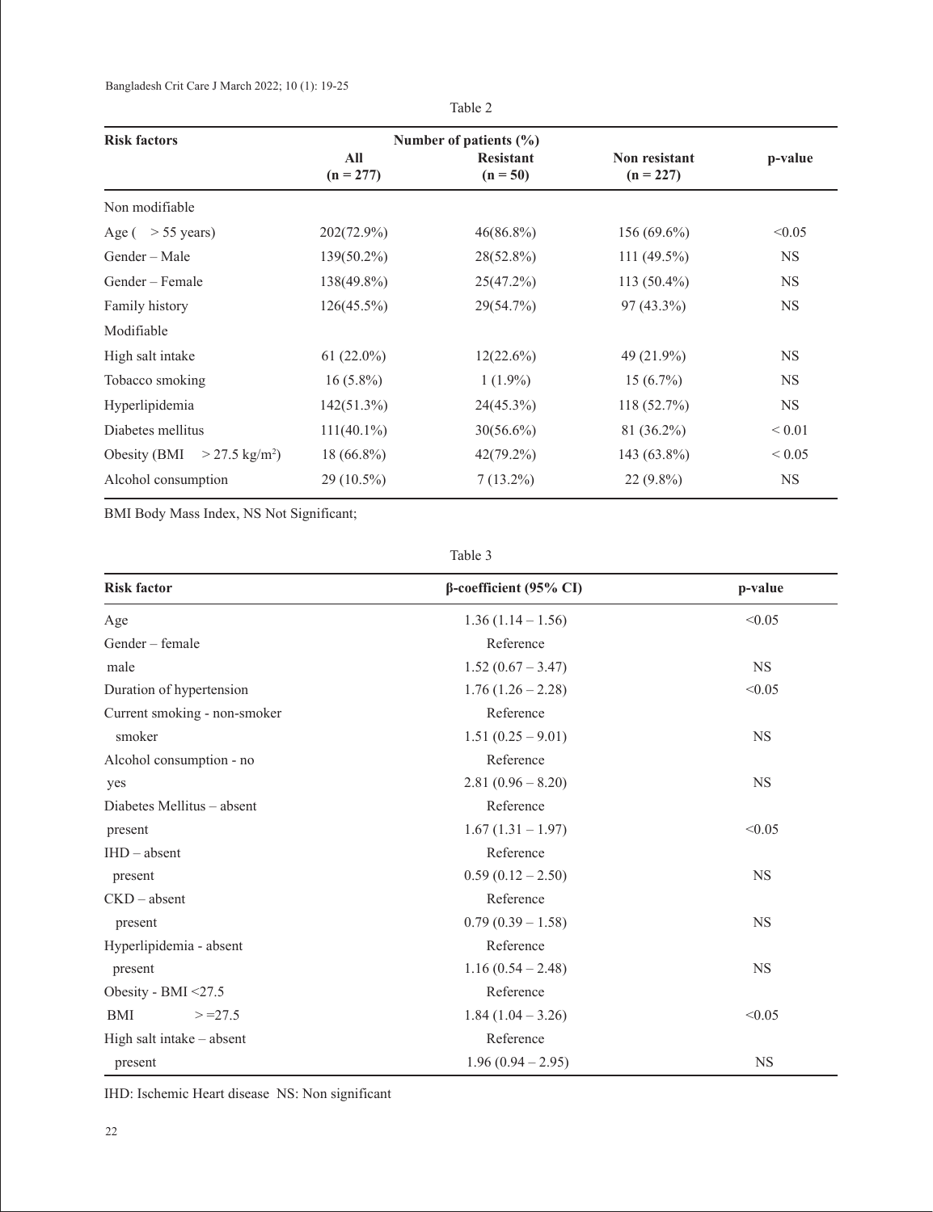Table 2

| Risk factors | Number of patients (%) | | | |
|---|---|---|---|---|
| | All (n = 277) | Resistant (n = 50) | Non resistant (n = 227) | p-value |
| Non modifiable | | | | |
| Age ( > 55 years) | 202(72.9%) | 46(86.8%) | 156 (69.6%) | <0.05 |
| Gender – Male | 139(50.2%) | 28(52.8%) | 111 (49.5%) | NS |
| Gender – Female | 138(49.8%) | 25(47.2%) | 113 (50.4%) | NS |
| Family history | 126(45.5%) | 29(54.7%) | 97 (43.3%) | NS |
| Modifiable | | | | |
| High salt intake | 61 (22.0%) | 12(22.6%) | 49 (21.9%) | NS |
| Tobacco smoking | 16 (5.8%) | 1 (1.9%) | 15 (6.7%) | NS |
| Hyperlipidemia | 142(51.3%) | 24(45.3%) | 118 (52.7%) | NS |
| Diabetes mellitus | 111(40.1%) | 30(56.6%) | 81 (36.2%) | < 0.01 |
| Obesity (BMI > 27.5 kg/m$^2$) | 18 (66.8%) | 42(79.2%) | 143 (63.8%) | < 0.05 |
| Alcohol consumption | 29 (10.5%) | 7 (13.2%) | 22 (9.8%) | NS |

BMI Body Mass Index, NS Not Significant;

Table 3

| Risk factor | β-coefficient (95% CI) | p-value |
|---|---|---|
| Age | 1.36 (1.14 – 1.56) | <0.05 |
| Gender – female | Reference | |
| male | 1.52 (0.67 – 3.47) | NS |
| Duration of hypertension | 1.76 (1.26 – 2.28) | <0.05 |
| Current smoking - non-smoker | Reference | |
| smoker | 1.51 (0.25 – 9.01) | NS |
| Alcohol consumption - no | Reference | |
| yes | 2.81 (0.96 – 8.20) | NS |
| Diabetes Mellitus – absent | Reference | |
| present | 1.67 (1.31 – 1.97) | <0.05 |
| IHD – absent | Reference | |
| present | 0.59 (0.12 – 2.50) | NS |
| CKD – absent | Reference | |
| present | 0.79 (0.39 – 1.58) | NS |
| Hyperlipidemia - absent | Reference | |
| present | 1.16 (0.54 – 2.48) | NS |
| Obesity - BMI <27.5 | Reference | |
| BMI >=27.5 | 1.84 (1.04 – 3.26) | <0.05 |
| High salt intake – absent | Reference | |
| present | 1.96 (0.94 – 2.95) | NS |

IHD: Ischemic Heart disease NS: Non significant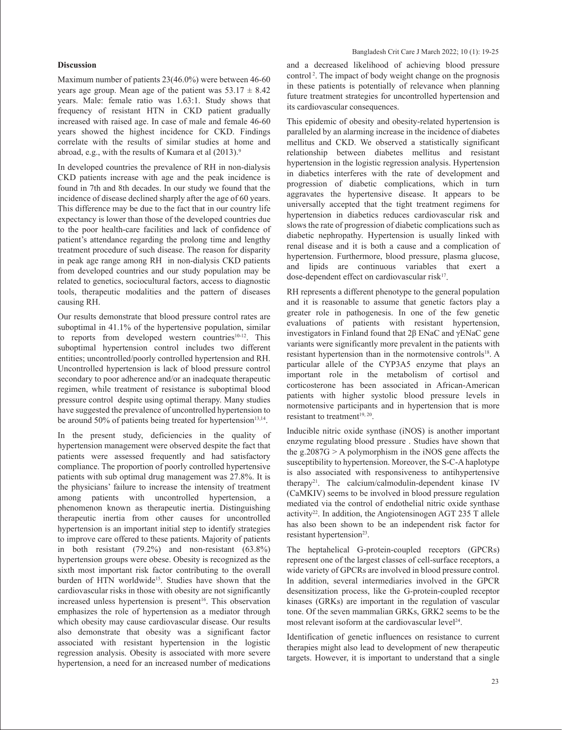## Discussion

Maximum number of patients 23(46.0%) were between 46-60 years age group. Mean age of the patient was $53.17 \pm 8.42$ years. Male: female ratio was 1.63:1. Study shows that frequency of resistant HTN in CKD patient gradually increased with raised age. In case of male and female 46-60 years showed the highest incidence for CKD. Findings correlate with the results of similar studies at home and abroad, e.g., with the results of Kumara et al (2013).[9]

In developed countries the prevalence of RH in non-dialysis CKD patients increase with age and the peak incidence is found in 7th and 8th decades. In our study we found that the incidence of disease declined sharply after the age of 60 years. This difference may be due to the fact that in our country life expectancy is lower than those of the developed countries due to the poor health-care facilities and lack of confidence of patient's attendance regarding the prolong time and lengthy treatment procedure of such disease. The reason for disparity in peak age range among RH in non-dialysis CKD patients from developed countries and our study population may be related to genetics, sociocultural factors, access to diagnostic tools, therapeutic modalities and the pattern of diseases causing RH.

Our results demonstrate that blood pressure control rates are suboptimal in 41.1% of the hypertensive population, similar to reports from developed western countries[10-12]. This suboptimal hypertension control includes two different entities; uncontrolled/poorly controlled hypertension and RH. Uncontrolled hypertension is lack of blood pressure control secondary to poor adherence and/or an inadequate therapeutic regimen, while treatment of resistance is suboptimal blood pressure control despite using optimal therapy. Many studies have suggested the prevalence of uncontrolled hypertension to be around 50% of patients being treated for hypertension[13,14].

In the present study, deficiencies in the quality of hypertension management were observed despite the fact that patients were assessed frequently and had satisfactory compliance. The proportion of poorly controlled hypertensive patients with sub optimal drug management was 27.8%. It is the physicians' failure to increase the intensity of treatment among patients with uncontrolled hypertension, a phenomenon known as therapeutic inertia. Distinguishing therapeutic inertia from other causes for uncontrolled hypertension is an important initial step to identify strategies to improve care offered to these patients. Majority of patients in both resistant (79.2%) and non-resistant (63.8%) hypertension groups were obese. Obesity is recognized as the sixth most important risk factor contributing to the overall burden of HTN worldwide[15]. Studies have shown that the cardiovascular risks in those with obesity are not significantly increased unless hypertension is present[16]. This observation emphasizes the role of hypertension as a mediator through which obesity may cause cardiovascular disease. Our results also demonstrate that obesity was a significant factor associated with resistant hypertension in the logistic regression analysis. Obesity is associated with more severe hypertension, a need for an increased number of medications and a decreased likelihood of achieving blood pressure control[2]. The impact of body weight change on the prognosis in these patients is potentially of relevance when planning future treatment strategies for uncontrolled hypertension and its cardiovascular consequences.

This epidemic of obesity and obesity-related hypertension is paralleled by an alarming increase in the incidence of diabetes mellitus and CKD. We observed a statistically significant relationship between diabetes mellitus and resistant hypertension in the logistic regression analysis. Hypertension in diabetics interferes with the rate of development and progression of diabetic complications, which in turn aggravates the hypertensive disease. It appears to be universally accepted that the tight treatment regimens for hypertension in diabetics reduces cardiovascular risk and slows the rate of progression of diabetic complications such as diabetic nephropathy. Hypertension is usually linked with renal disease and it is both a cause and a complication of hypertension. Furthermore, blood pressure, plasma glucose, and lipids are continuous variables that exert a dose-dependent effect on cardiovascular risk[17].

RH represents a different phenotype to the general population and it is reasonable to assume that genetic factors play a greater role in pathogenesis. In one of the few genetic evaluations of patients with resistant hypertension, investigators in Finland found that 2β ENaC and γENaC gene variants were significantly more prevalent in the patients with resistant hypertension than in the normotensive controls[18]. A particular allele of the CYP3A5 enzyme that plays an important role in the metabolism of cortisol and corticosterone has been associated in African-American patients with higher systolic blood pressure levels in normotensive participants and in hypertension that is more resistant to treatment[19, 20].

Inducible nitric oxide synthase (iNOS) is another important enzyme regulating blood pressure . Studies have shown that the g.2087G > A polymorphism in the iNOS gene affects the susceptibility to hypertension. Moreover, the S-C-A haplotype is also associated with responsiveness to antihypertensive therapy[21]. The calcium/calmodulin-dependent kinase IV (CaMKIV) seems to be involved in blood pressure regulation mediated via the control of endothelial nitric oxide synthase activity[22]. In addition, the Angiotensinogen AGT 235 T allele has also been shown to be an independent risk factor for resistant hypertension[23].

The heptahelical G-protein-coupled receptors (GPCRs) represent one of the largest classes of cell-surface receptors, a wide variety of GPCRs are involved in blood pressure control. In addition, several intermediaries involved in the GPCR desensitization process, like the G-protein-coupled receptor kinases (GRKs) are important in the regulation of vascular tone. Of the seven mammalian GRKs, GRK2 seems to be the most relevant isoform at the cardiovascular level[24].

Identification of genetic influences on resistance to current therapies might also lead to development of new therapeutic targets. However, it is important to understand that a single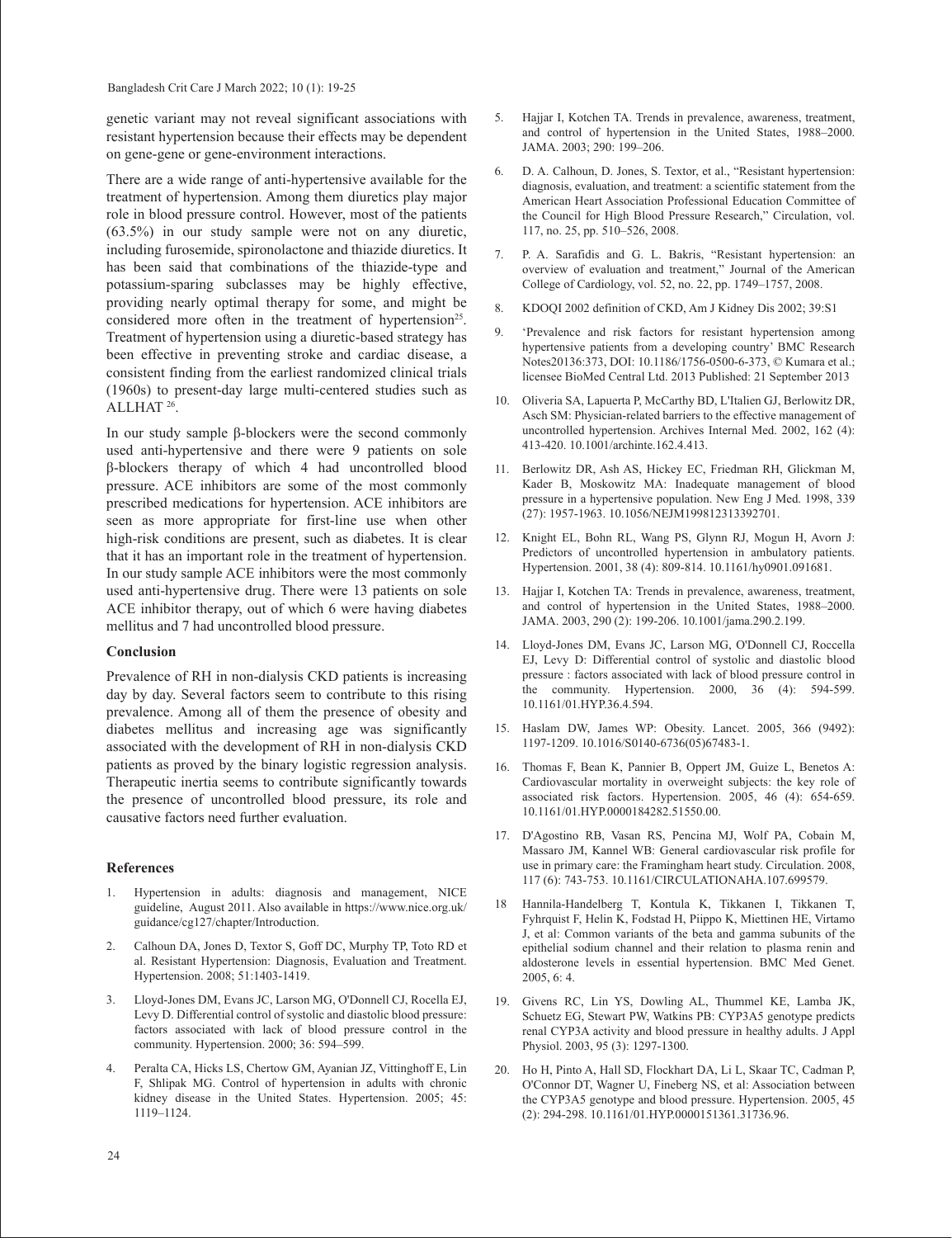genetic variant may not reveal significant associations with resistant hypertension because their effects may be dependent on gene-gene or gene-environment interactions.

There are a wide range of anti-hypertensive available for the treatment of hypertension. Among them diuretics play major role in blood pressure control. However, most of the patients (63.5%) in our study sample were not on any diuretic, including furosemide, spironolactone and thiazide diuretics. It has been said that combinations of the thiazide-type and potassium-sparing subclasses may be highly effective, providing nearly optimal therapy for some, and might be considered more often in the treatment of hypertension[25]. Treatment of hypertension using a diuretic-based strategy has been effective in preventing stroke and cardiac disease, a consistent finding from the earliest randomized clinical trials (1960s) to present-day large multi-centered studies such as ALLHAT [26].

In our study sample β-blockers were the second commonly used anti-hypertensive and there were 9 patients on sole β-blockers therapy of which 4 had uncontrolled blood pressure. ACE inhibitors are some of the most commonly prescribed medications for hypertension. ACE inhibitors are seen as more appropriate for first-line use when other high-risk conditions are present, such as diabetes. It is clear that it has an important role in the treatment of hypertension. In our study sample ACE inhibitors were the most commonly used anti-hypertensive drug. There were 13 patients on sole ACE inhibitor therapy, out of which 6 were having diabetes mellitus and 7 had uncontrolled blood pressure.

## Conclusion

Prevalence of RH in non-dialysis CKD patients is increasing day by day. Several factors seem to contribute to this rising prevalence. Among all of them the presence of obesity and diabetes mellitus and increasing age was significantly associated with the development of RH in non-dialysis CKD patients as proved by the binary logistic regression analysis. Therapeutic inertia seems to contribute significantly towards the presence of uncontrolled blood pressure, its role and causative factors need further evaluation.

## References

1. Hypertension in adults: diagnosis and management, NICE guideline, August 2011. Also available in https://www.nice.org.uk/guidance/cg127/chapter/Introduction.
2. Calhoun DA, Jones D, Textor S, Goff DC, Murphy TP, Toto RD et al. Resistant Hypertension: Diagnosis, Evaluation and Treatment. Hypertension. 2008; 51:1403-1419.
3. Lloyd-Jones DM, Evans JC, Larson MG, O'Donnell CJ, Rocella EJ, Levy D. Differential control of systolic and diastolic blood pressure: factors associated with lack of blood pressure control in the community. Hypertension. 2000; 36: 594–599.
4. Peralta CA, Hicks LS, Chertow GM, Ayanian JZ, Vittinghoff E, Lin F, Shlipak MG. Control of hypertension in adults with chronic kidney disease in the United States. Hypertension. 2005; 45: 1119–1124.
5. Hajjar I, Kotchen TA. Trends in prevalence, awareness, treatment, and control of hypertension in the United States, 1988–2000. JAMA. 2003; 290: 199–206.
6. D. A. Calhoun, D. Jones, S. Textor, et al., "Resistant hypertension: diagnosis, evaluation, and treatment: a scientific statement from the American Heart Association Professional Education Committee of the Council for High Blood Pressure Research," Circulation, vol. 117, no. 25, pp. 510–526, 2008.
7. P. A. Sarafidis and G. L. Bakris, "Resistant hypertension: an overview of evaluation and treatment," Journal of the American College of Cardiology, vol. 52, no. 22, pp. 1749–1757, 2008.
8. KDOQI 2002 definition of CKD, Am J Kidney Dis 2002; 39:S1
9. 'Prevalence and risk factors for resistant hypertension among hypertensive patients from a developing country' BMC Research Notes20136:373, DOI: 10.1186/1756-0500-6-373, © Kumara et al.; licensee BioMed Central Ltd. 2013 Published: 21 September 2013
10. Oliveria SA, Lapuerta P, McCarthy BD, L'Italien GJ, Berlowitz DR, Asch SM: Physician-related barriers to the effective management of uncontrolled hypertension. Archives Internal Med. 2002, 162 (4): 413-420. 10.1001/archinte.162.4.413.
11. Berlowitz DR, Ash AS, Hickey EC, Friedman RH, Glickman M, Kader B, Moskowitz MA: Inadequate management of blood pressure in a hypertensive population. New Eng J Med. 1998, 339 (27): 1957-1963. 10.1056/NEJM199812313392701.
12. Knight EL, Bohn RL, Wang PS, Glynn RJ, Mogun H, Avorn J: Predictors of uncontrolled hypertension in ambulatory patients. Hypertension. 2001, 38 (4): 809-814. 10.1161/hy0901.091681.
13. Hajjar I, Kotchen TA: Trends in prevalence, awareness, treatment, and control of hypertension in the United States, 1988–2000. JAMA. 2003, 290 (2): 199-206. 10.1001/jama.290.2.199.
14. Lloyd-Jones DM, Evans JC, Larson MG, O'Donnell CJ, Roccella EJ, Levy D: Differential control of systolic and diastolic blood pressure : factors associated with lack of blood pressure control in the community. Hypertension. 2000, 36 (4): 594-599. 10.1161/01.HYP.36.4.594.
15. Haslam DW, James WP: Obesity. Lancet. 2005, 366 (9492): 1197-1209. 10.1016/S0140-6736(05)67483-1.
16. Thomas F, Bean K, Pannier B, Oppert JM, Guize L, Benetos A: Cardiovascular mortality in overweight subjects: the key role of associated risk factors. Hypertension. 2005, 46 (4): 654-659. 10.1161/01.HYP.0000184282.51550.00.
17. D'Agostino RB, Vasan RS, Pencina MJ, Wolf PA, Cobain M, Massaro JM, Kannel WB: General cardiovascular risk profile for use in primary care: the Framingham heart study. Circulation. 2008, 117 (6): 743-753. 10.1161/CIRCULATIONAHA.107.699579.
18. Hannila-Handelberg T, Kontula K, Tikkanen I, Tikkanen T, Fyhrquist F, Helin K, Fodstad H, Piippo K, Miettinen HE, Virtamo J, et al: Common variants of the beta and gamma subunits of the epithelial sodium channel and their relation to plasma renin and aldosterone levels in essential hypertension. BMC Med Genet. 2005, 6: 4.
19. Givens RC, Lin YS, Dowling AL, Thummel KE, Lamba JK, Schuetz EG, Stewart PW, Watkins PB: CYP3A5 genotype predicts renal CYP3A activity and blood pressure in healthy adults. J Appl Physiol. 2003, 95 (3): 1297-1300.
20. Ho H, Pinto A, Hall SD, Flockhart DA, Li L, Skaar TC, Cadman P, O'Connor DT, Wagner U, Fineberg NS, et al: Association between the CYP3A5 genotype and blood pressure. Hypertension. 2005, 45 (2): 294-298. 10.1161/01.HYP.0000151361.31736.96.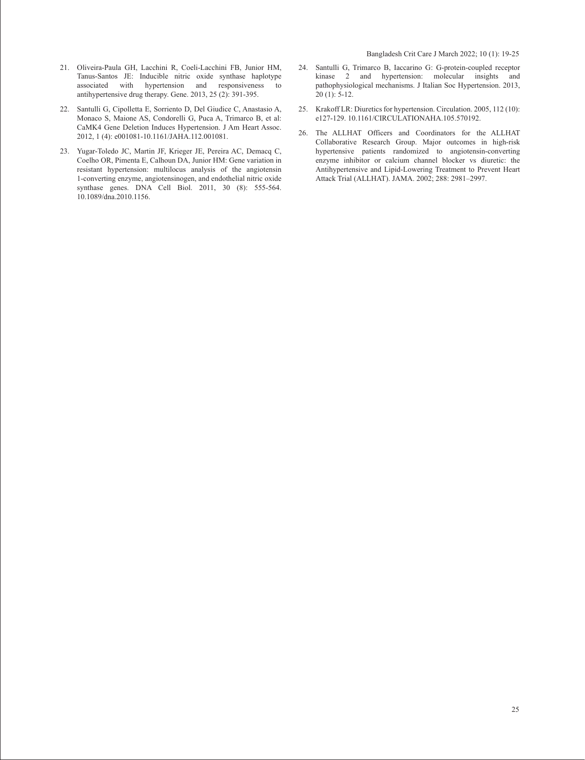21. Oliveira-Paula GH, Lacchini R, Coeli-Lacchini FB, Junior HM, Tanus-Santos JE: Inducible nitric oxide synthase haplotype associated with hypertension and responsiveness to antihypertensive drug therapy. Gene. 2013, 25 (2): 391-395.

22. Santulli G, Cipolletta E, Sorriento D, Del Giudice C, Anastasio A, Monaco S, Maione AS, Condorelli G, Puca A, Trimarco B, et al: CaMK4 Gene Deletion Induces Hypertension. J Am Heart Assoc. 2012, 1 (4): e001081-10.1161/JAHA.112.001081.

23. Yugar-Toledo JC, Martin JF, Krieger JE, Pereira AC, Demacq C, Coelho OR, Pimenta E, Calhoun DA, Junior HM: Gene variation in resistant hypertension: multilocus analysis of the angiotensin 1-converting enzyme, angiotensinogen, and endothelial nitric oxide synthase genes. DNA Cell Biol. 2011, 30 (8): 555-564. 10.1089/dna.2010.1156.

24. Santulli G, Trimarco B, Iaccarino G: G-protein-coupled receptor kinase 2 and hypertension: molecular insights and pathophysiological mechanisms. J Italian Soc Hypertension. 2013, 20 (1): 5-12.

25. Krakoff LR: Diuretics for hypertension. Circulation. 2005, 112 (10): e127-129. 10.1161/CIRCULATIONAHA.105.570192.

26. The ALLHAT Officers and Coordinators for the ALLHAT Collaborative Research Group. Major outcomes in high-risk hypertensive patients randomized to angiotensin-converting enzyme inhibitor or calcium channel blocker vs diuretic: the Antihypertensive and Lipid-Lowering Treatment to Prevent Heart Attack Trial (ALLHAT). JAMA. 2002; 288: 2981–2997.